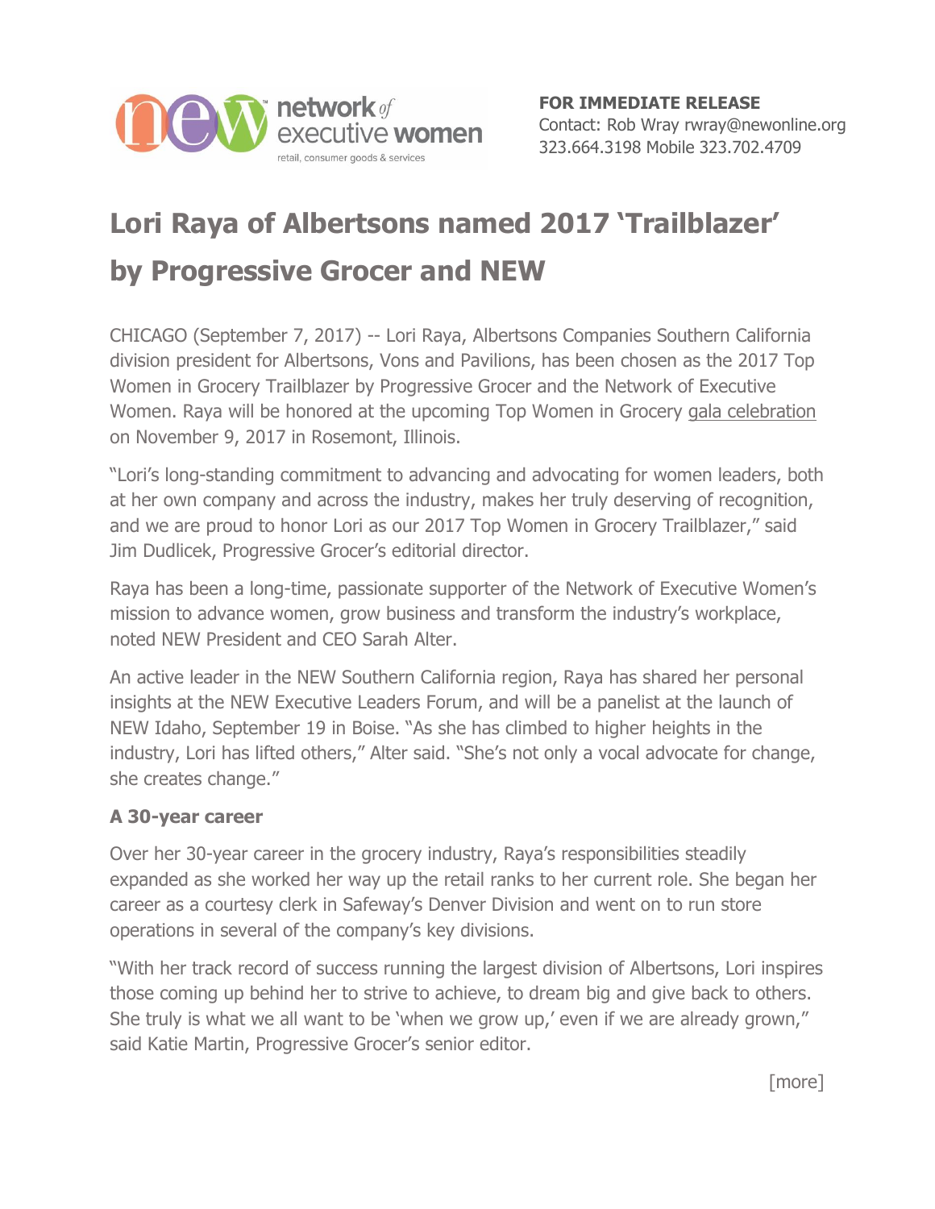network of executive women
retail, consumer goods & services

**FOR IMMEDIATE RELEASE**
Contact: Rob Wray rwray@newonline.org
323.664.3198 Mobile 323.702.4709

# Lori Raya of Albertsons named 2017 'Trailblazer' by Progressive Grocer and NEW

CHICAGO (September 7, 2017) -- Lori Raya, Albertsons Companies Southern California division president for Albertsons, Vons and Pavilions, has been chosen as the 2017 Top Women in Grocery Trailblazer by Progressive Grocer and the Network of Executive Women. Raya will be honored at the upcoming Top Women in Grocery gala celebration on November 9, 2017 in Rosemont, Illinois.

"Lori's long-standing commitment to advancing and advocating for women leaders, both at her own company and across the industry, makes her truly deserving of recognition, and we are proud to honor Lori as our 2017 Top Women in Grocery Trailblazer," said Jim Dudlicek, Progressive Grocer's editorial director.

Raya has been a long-time, passionate supporter of the Network of Executive Women's mission to advance women, grow business and transform the industry's workplace, noted NEW President and CEO Sarah Alter.

An active leader in the NEW Southern California region, Raya has shared her personal insights at the NEW Executive Leaders Forum, and will be a panelist at the launch of NEW Idaho, September 19 in Boise. "As she has climbed to higher heights in the industry, Lori has lifted others," Alter said. "She's not only a vocal advocate for change, she creates change."

### A 30-year career

Over her 30-year career in the grocery industry, Raya's responsibilities steadily expanded as she worked her way up the retail ranks to her current role. She began her career as a courtesy clerk in Safeway's Denver Division and went on to run store operations in several of the company's key divisions.

"With her track record of success running the largest division of Albertsons, Lori inspires those coming up behind her to strive to achieve, to dream big and give back to others. She truly is what we all want to be 'when we grow up,' even if we are already grown," said Katie Martin, Progressive Grocer's senior editor.

[more]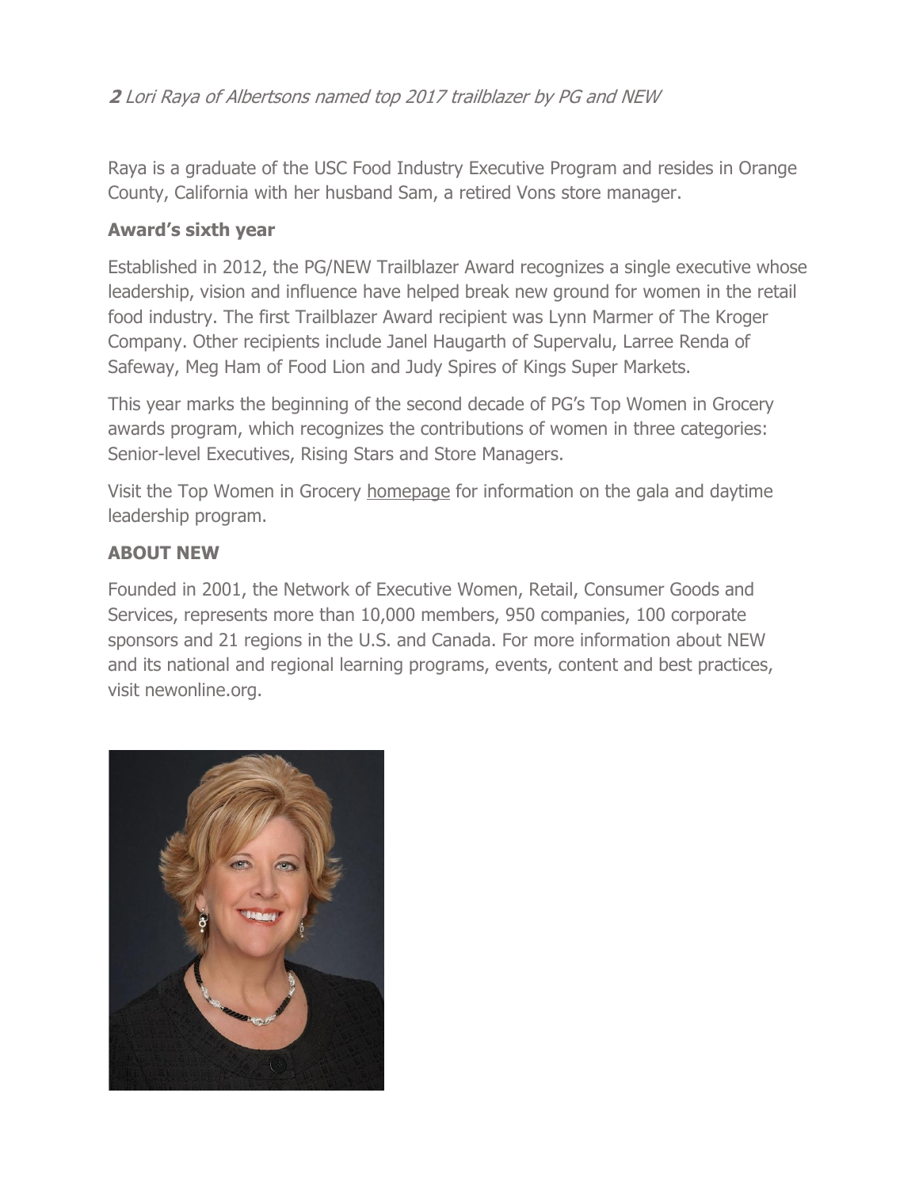*Lori Raya of Albertsons named top 2017 trailblazer by PG and NEW*

Raya is a graduate of the USC Food Industry Executive Program and resides in Orange County, California with her husband Sam, a retired Vons store manager.

**Award's sixth year**

Established in 2012, the PG/NEW Trailblazer Award recognizes a single executive whose leadership, vision and influence have helped break new ground for women in the retail food industry. The first Trailblazer Award recipient was Lynn Marmer of The Kroger Company. Other recipients include Janel Haugarth of Supervalu, Larree Renda of Safeway, Meg Ham of Food Lion and Judy Spires of Kings Super Markets.

This year marks the beginning of the second decade of PG's Top Women in Grocery awards program, which recognizes the contributions of women in three categories: Senior-level Executives, Rising Stars and Store Managers.

Visit the Top Women in Grocery homepage for information on the gala and daytime leadership program.

**ABOUT NEW**

Founded in 2001, the Network of Executive Women, Retail, Consumer Goods and Services, represents more than 10,000 members, 950 companies, 100 corporate sponsors and 21 regions in the U.S. and Canada. For more information about NEW and its national and regional learning programs, events, content and best practices, visit newonline.org.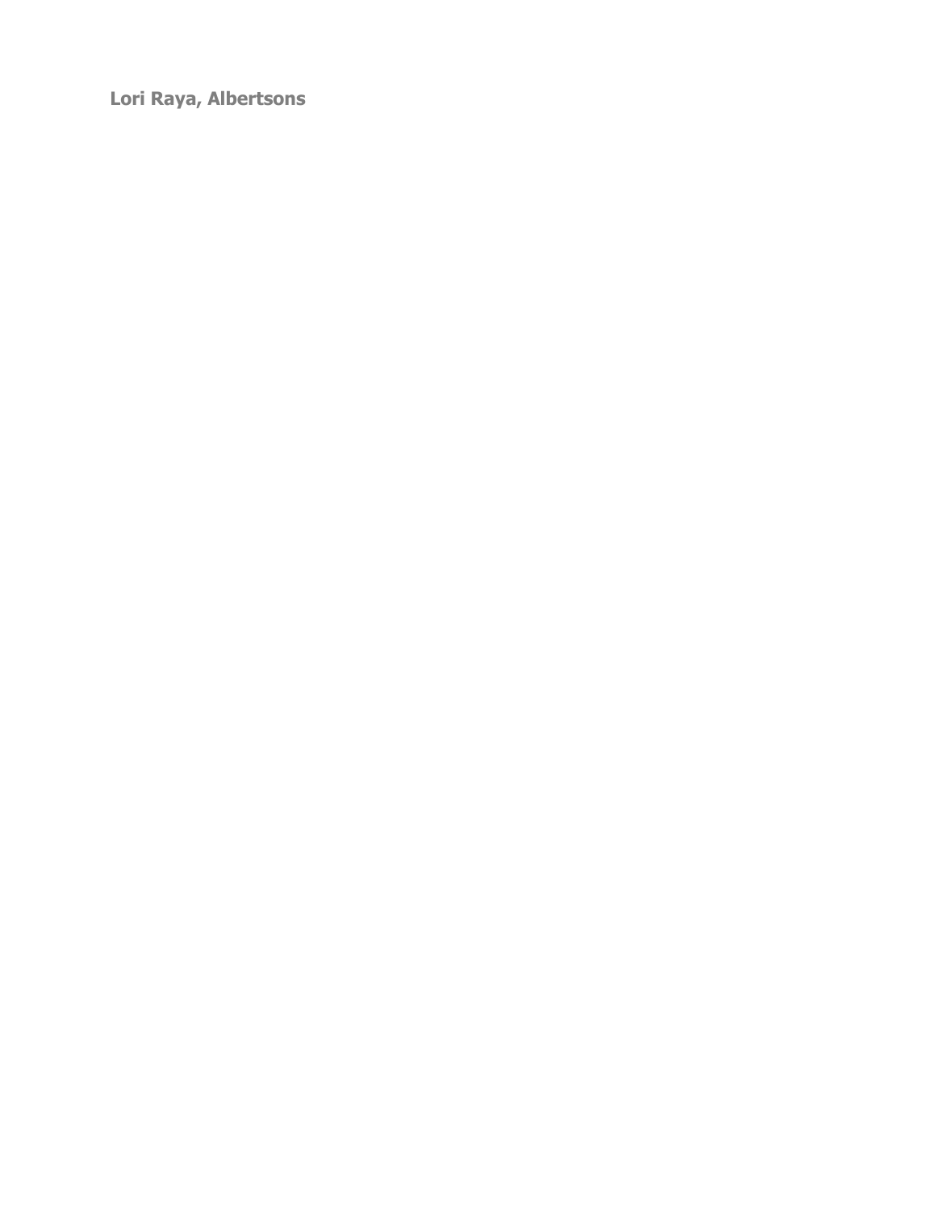**Lori Raya, Albertsons**